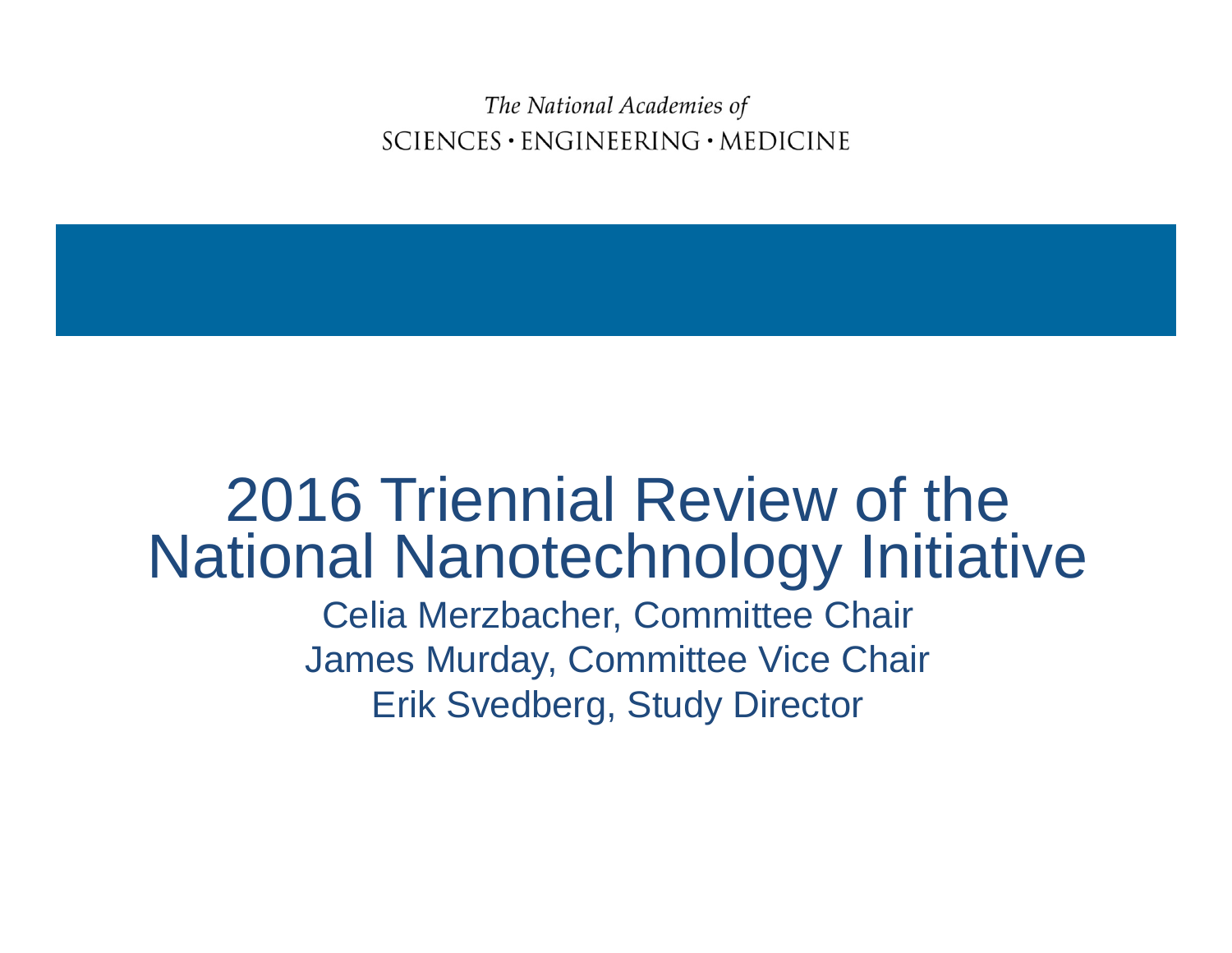*The National Academies of*
SCIENCES · ENGINEERING · MEDICINE

# 2016 Triennial Review of the National Nanotechnology Initiative

Celia Merzbacher, Committee Chair
James Murday, Committee Vice Chair
Erik Svedberg, Study Director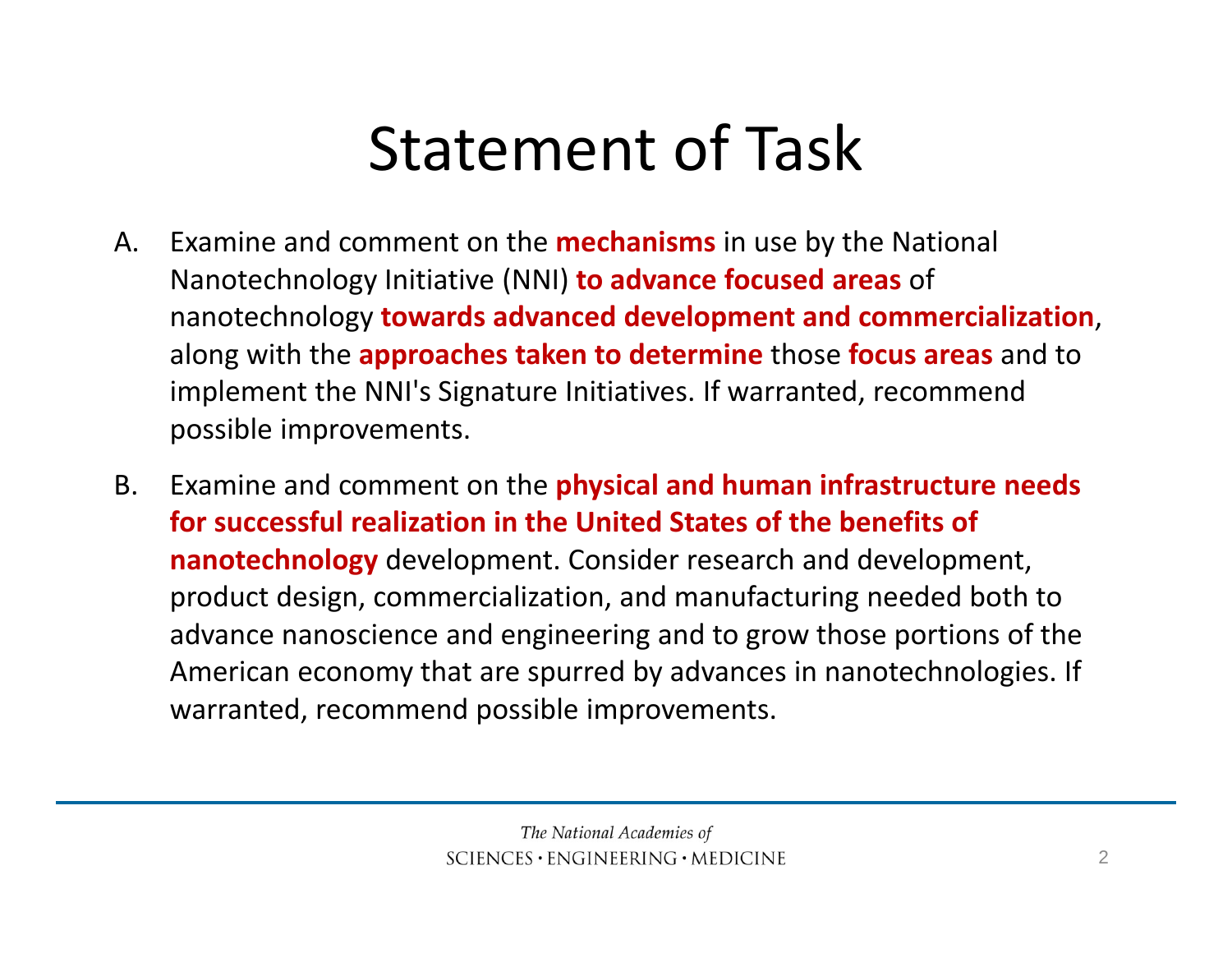# Statement of Task

A. Examine and comment on the **mechanisms** in use by the National Nanotechnology Initiative (NNI) **to advance focused areas** of nanotechnology **towards advanced development and commercialization**, along with the **approaches taken to determine** those **focus areas** and to implement the NNI's Signature Initiatives. If warranted, recommend possible improvements.

B. Examine and comment on the **physical and human infrastructure needs for successful realization in the United States of the benefits of nanotechnology** development. Consider research and development, product design, commercialization, and manufacturing needed both to advance nanoscience and engineering and to grow those portions of the American economy that are spurred by advances in nanotechnologies. If warranted, recommend possible improvements.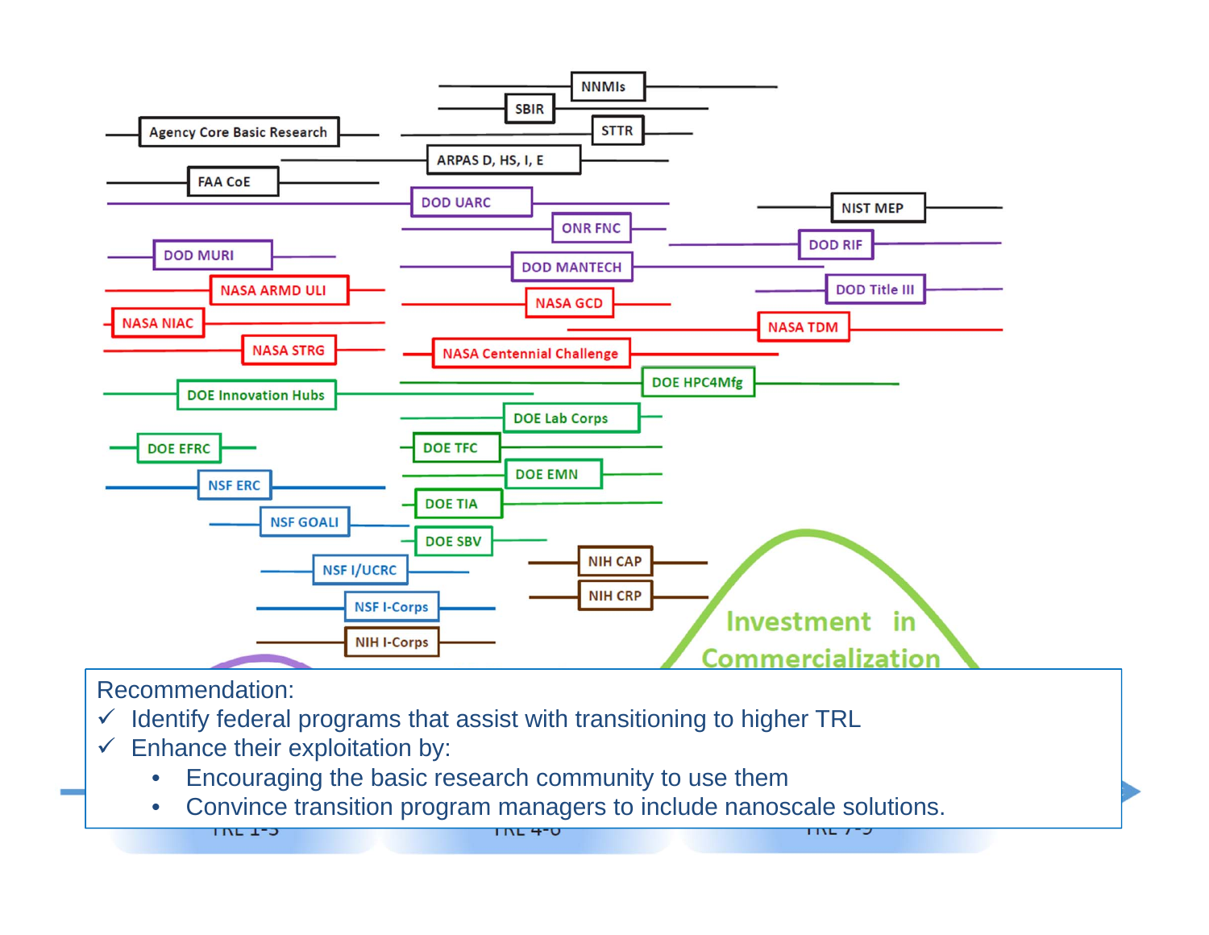NNMIs

SBIR

Agency Core Basic Research

STTR

ARPAS D, HS, I, E

FAA CoE

DOD UARC

NIST MEP

ONR FNC

DOD RIF

DOD MURI

DOD MANTECH

NASA ARMD ULI

DOD Title III

NASA GCD

NASA NIAC

NASA TDM

NASA STRG

NASA Centennial Challenge

DOE HPC4Mfg

DOE Innovation Hubs

DOE Lab Corps

DOE EFRC

DOE TFC

NSF ERC

DOE EMN

DOE TIA

NSF GOALI

DOE SBV

NIH CAP

NSF I/UCRC

NIH CRP

NSF I-Corps

Investment in Commercialization

NIH I-Corps

Recommendation:

- ✓ Identify federal programs that assist with transitioning to higher TRL
- ✓ Enhance their exploitation by:
  - Encouraging the basic research community to use them
  - Convince transition program managers to include nanoscale solutions.

TRL 1-3

TRL 4-6

TRL 7-9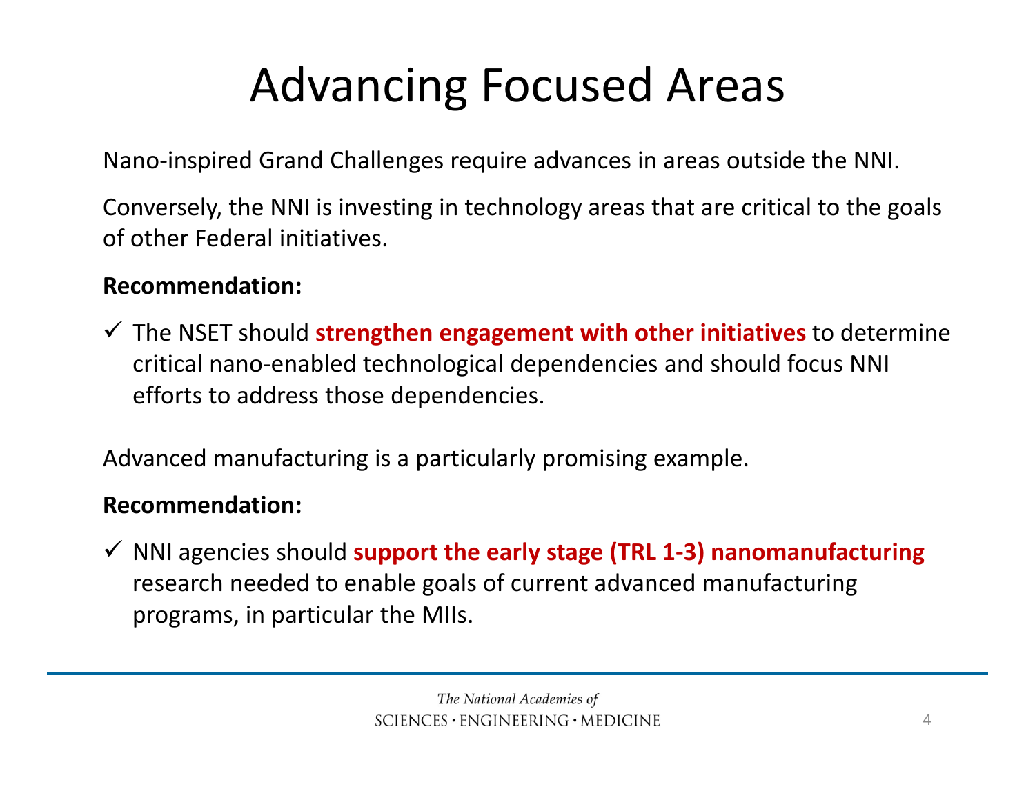# Advancing Focused Areas

Nano-inspired Grand Challenges require advances in areas outside the NNI.

Conversely, the NNI is investing in technology areas that are critical to the goals of other Federal initiatives.

**Recommendation:**

- ✓ The NSET should **strengthen engagement with other initiatives** to determine critical nano-enabled technological dependencies and should focus NNI efforts to address those dependencies.

Advanced manufacturing is a particularly promising example.

**Recommendation:**

- ✓ NNI agencies should **support the early stage (TRL 1-3) nanomanufacturing** research needed to enable goals of current advanced manufacturing programs, in particular the MIIs.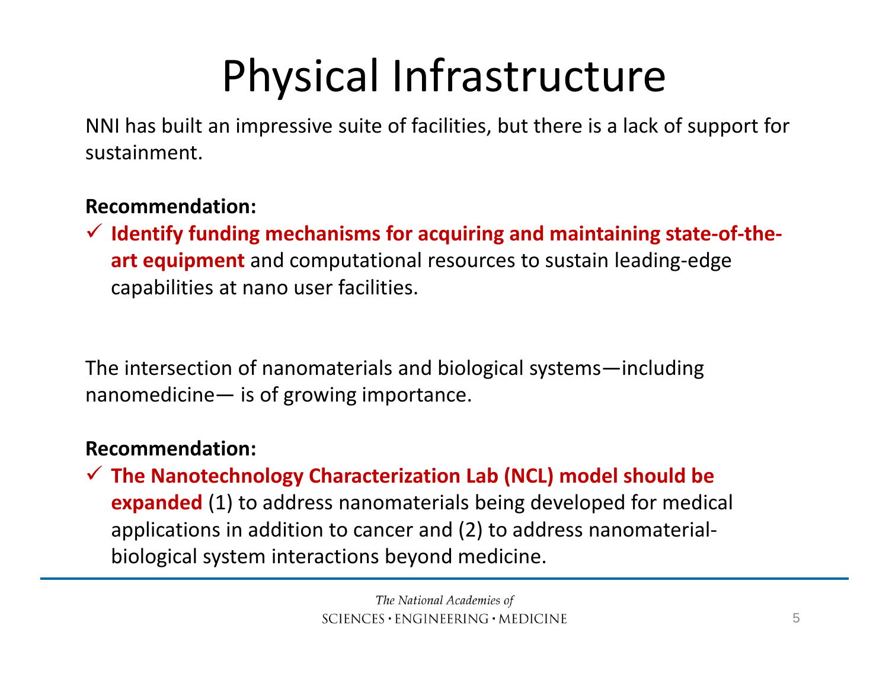# Physical Infrastructure

NNI has built an impressive suite of facilities, but there is a lack of support for sustainment.

**Recommendation:**

- ✓ **Identify funding mechanisms for acquiring and maintaining state-of-the-art equipment** and computational resources to sustain leading-edge capabilities at nano user facilities.

The intersection of nanomaterials and biological systems—including nanomedicine— is of growing importance.

**Recommendation:**

- ✓ **The Nanotechnology Characterization Lab (NCL) model should be expanded** (1) to address nanomaterials being developed for medical applications in addition to cancer and (2) to address nanomaterial-biological system interactions beyond medicine.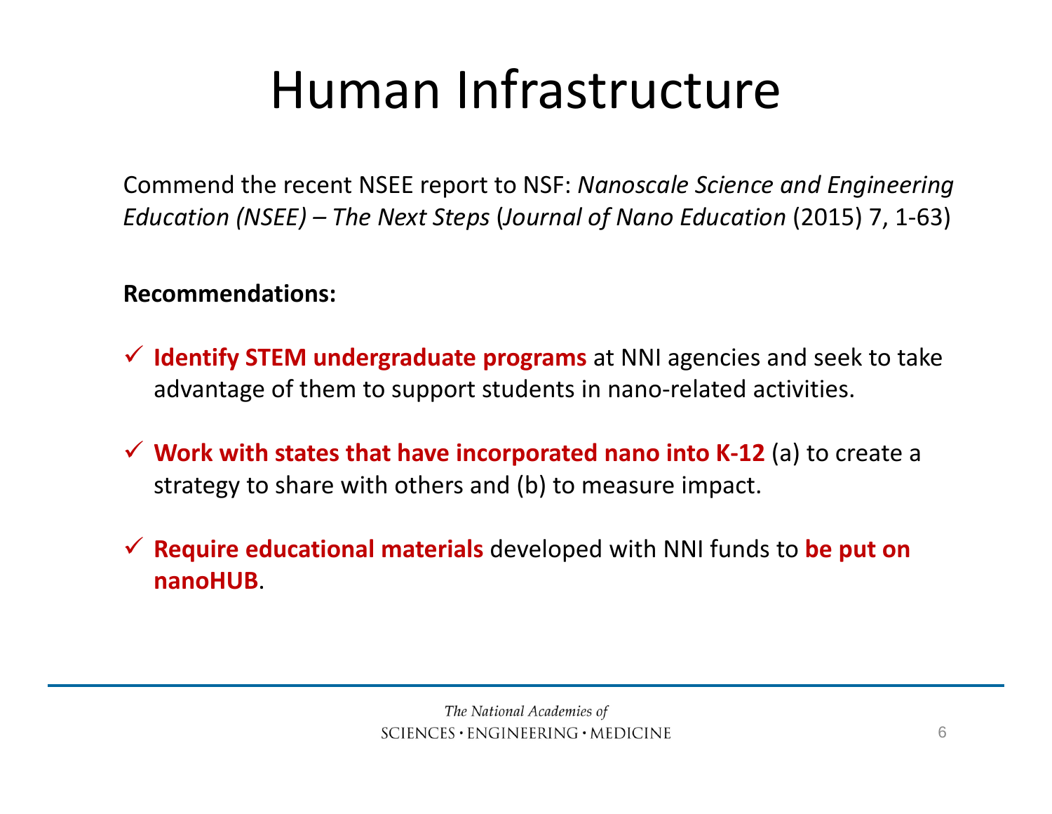# Human Infrastructure

Commend the recent NSEE report to NSF: *Nanoscale Science and Engineering Education (NSEE) – The Next Steps* (*Journal of Nano Education* (2015) 7, 1-63)

**Recommendations:**

- ✓ **Identify STEM undergraduate programs** at NNI agencies and seek to take advantage of them to support students in nano-related activities.
- ✓ **Work with states that have incorporated nano into K-12** (a) to create a strategy to share with others and (b) to measure impact.
- ✓ **Require educational materials** developed with NNI funds to **be put on nanoHUB**.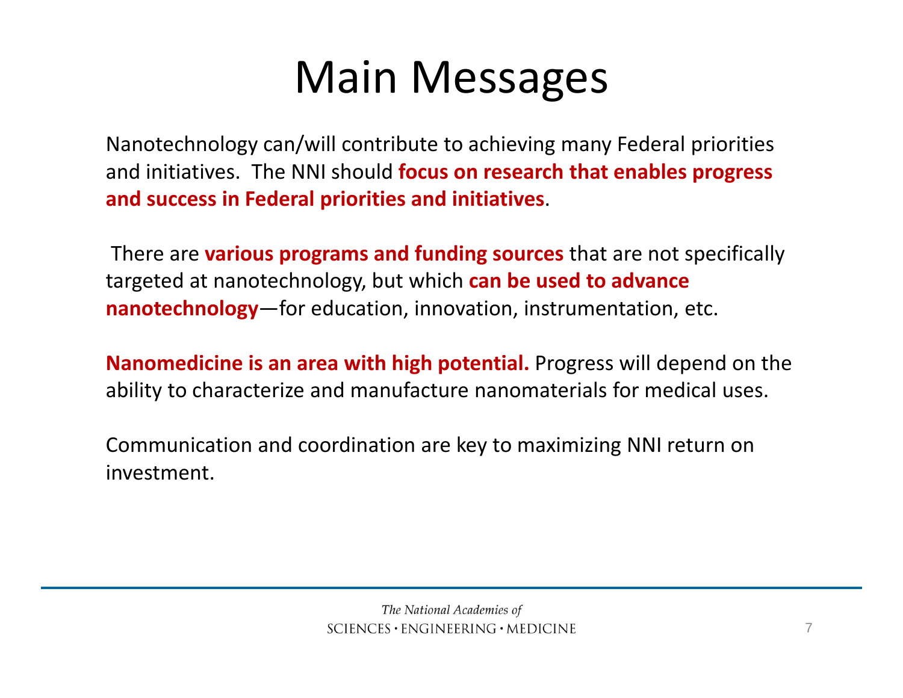# Main Messages

Nanotechnology can/will contribute to achieving many Federal priorities and initiatives. The NNI should **focus on research that enables progress and success in Federal priorities and initiatives**.

There are **various programs and funding sources** that are not specifically targeted at nanotechnology, but which **can be used to advance nanotechnology**—for education, innovation, instrumentation, etc.

**Nanomedicine is an area with high potential.** Progress will depend on the ability to characterize and manufacture nanomaterials for medical uses.

Communication and coordination are key to maximizing NNI return on investment.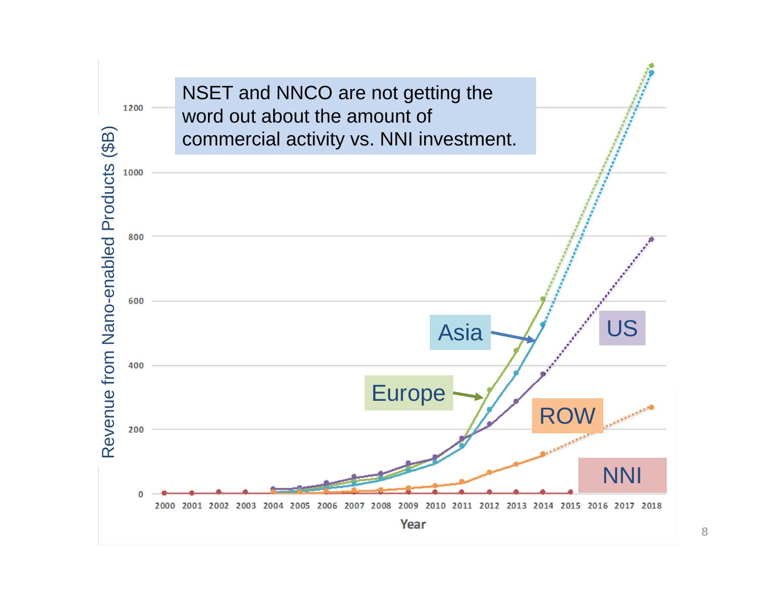NSET and NNCO are not getting the word out about the amount of commercial activity vs. NNI investment.

Revenue from Nano-enabled Products ($B)

Asia

Europe

US

ROW

NNI

Year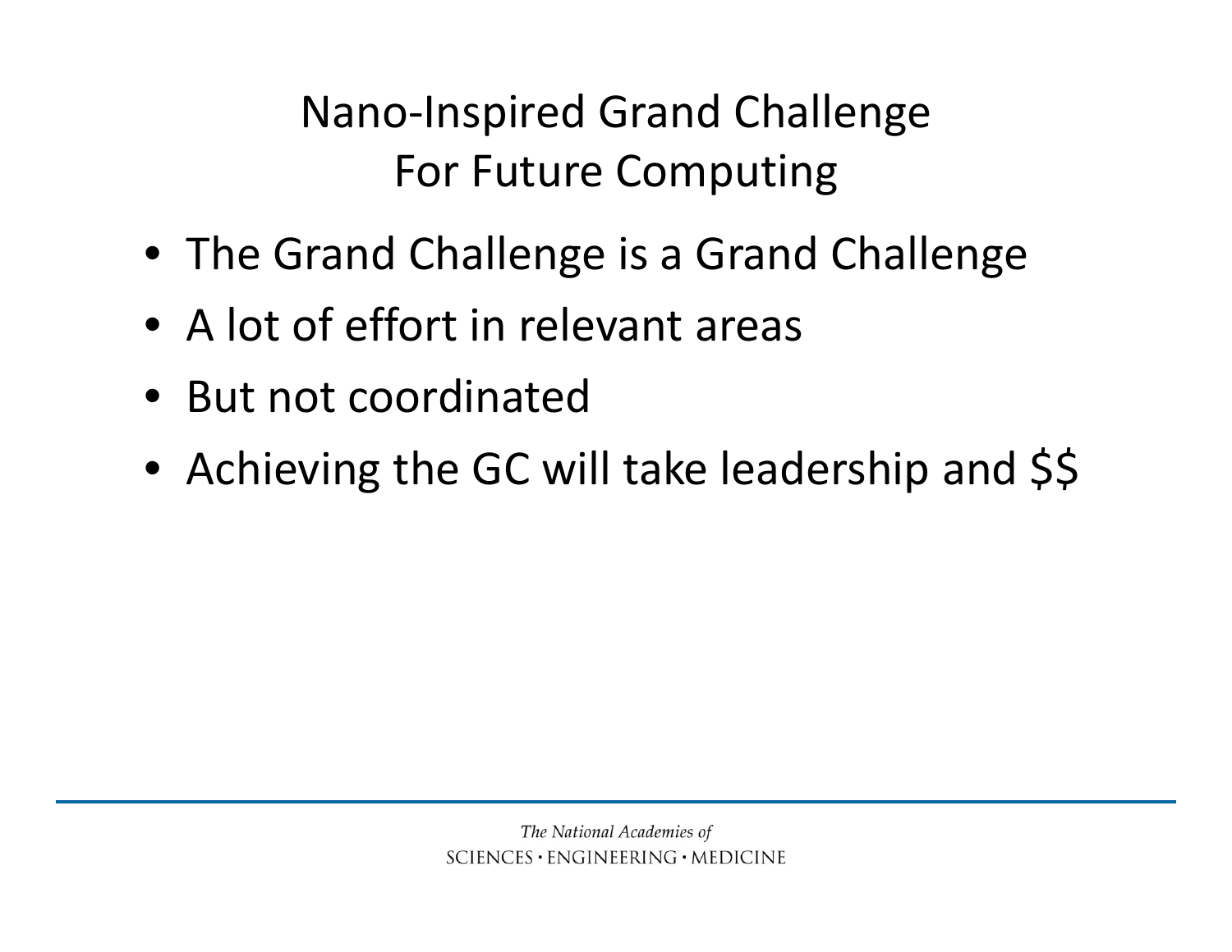# Nano-Inspired Grand Challenge For Future Computing

- The Grand Challenge is a Grand Challenge
- A lot of effort in relevant areas
- But not coordinated
- Achieving the GC will take leadership and $$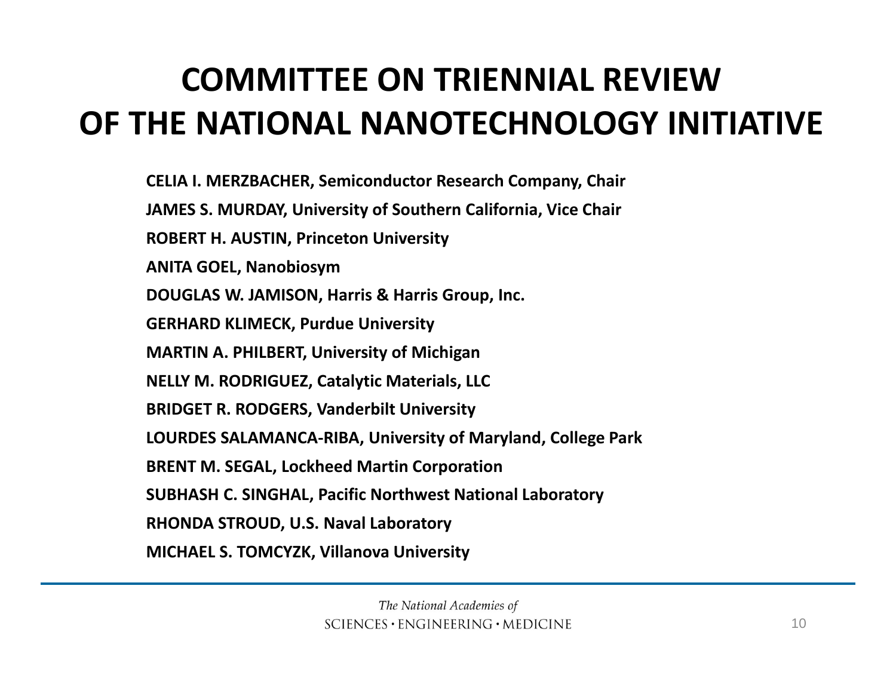# COMMITTEE ON TRIENNIAL REVIEW OF THE NATIONAL NANOTECHNOLOGY INITIATIVE

**CELIA I. MERZBACHER, Semiconductor Research Company, Chair**

**JAMES S. MURDAY, University of Southern California, Vice Chair**

**ROBERT H. AUSTIN, Princeton University**

**ANITA GOEL, Nanobiosym**

**DOUGLAS W. JAMISON, Harris & Harris Group, Inc.**

**GERHARD KLIMECK, Purdue University**

**MARTIN A. PHILBERT, University of Michigan**

**NELLY M. RODRIGUEZ, Catalytic Materials, LLC**

**BRIDGET R. RODGERS, Vanderbilt University**

**LOURDES SALAMANCA-RIBA, University of Maryland, College Park**

**BRENT M. SEGAL, Lockheed Martin Corporation**

**SUBHASH C. SINGHAL, Pacific Northwest National Laboratory**

**RHONDA STROUD, U.S. Naval Laboratory**

**MICHAEL S. TOMCYZK, Villanova University**